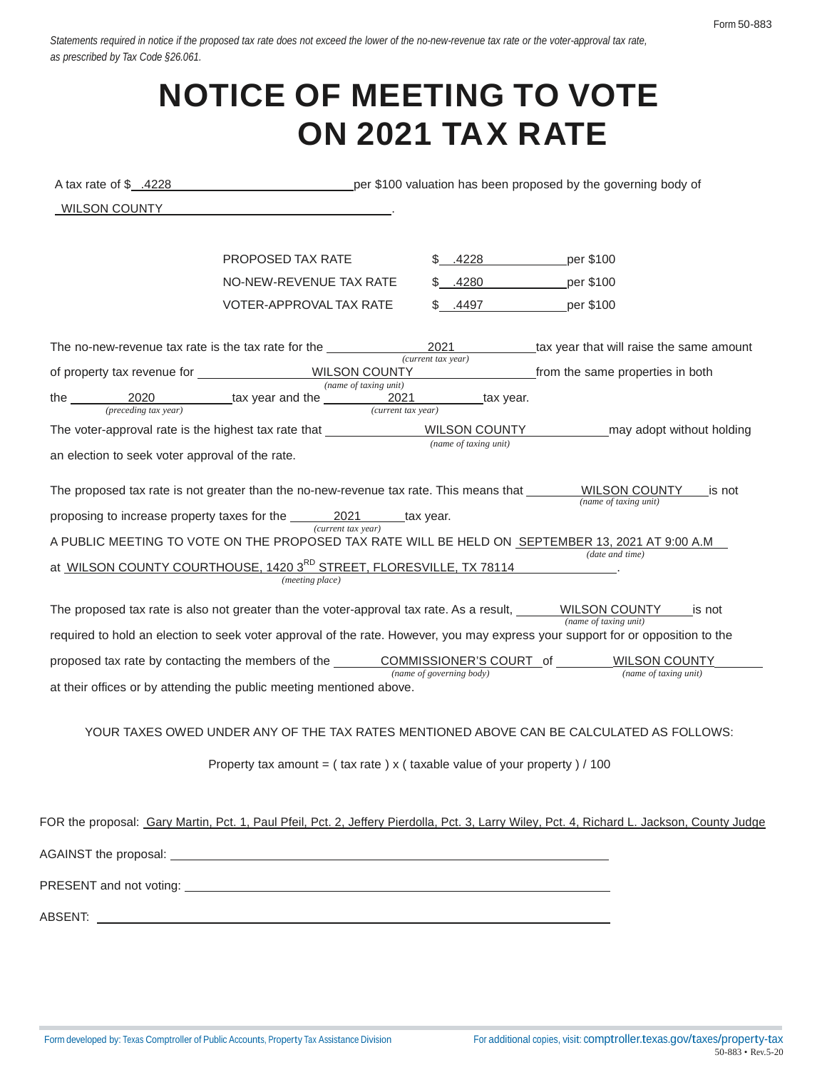Form 50-883

*Statements required in notice if the proposed tax rate does not exceed the lower of the no-new-revenue tax rate or the voter-approval tax rate, as prescribed by Tax Code §26.061.*

# NOTICE OF MEETING TO VOTE ON 2021 TAX RATE

A tax rate of $ .4228 per $100 valuation has been proposed by the governing body of WILSON COUNTY.

| | | |
|---|---|---|
| PROPOSED TAX RATE | $ .4228 | per $100 |
| NO-NEW-REVENUE TAX RATE | $ .4280 | per $100 |
| VOTER-APPROVAL TAX RATE | $ .4497 | per $100 |

The no-new-revenue tax rate is the tax rate for the 2021 *(current tax year)* tax year that will raise the same amount of property tax revenue for WILSON COUNTY *(name of taxing unit)* from the same properties in both the 2020 *(preceding tax year)* tax year and the 2021 *(current tax year)* tax year.

The voter-approval rate is the highest tax rate that WILSON COUNTY *(name of taxing unit)* may adopt without holding an election to seek voter approval of the rate.

The proposed tax rate is not greater than the no-new-revenue tax rate. This means that WILSON COUNTY *(name of taxing unit)* is not proposing to increase property taxes for the 2021 *(current tax year)* tax year.

A PUBLIC MEETING TO VOTE ON THE PROPOSED TAX RATE WILL BE HELD ON SEPTEMBER 13, 2021 AT 9:00 A.M *(date and time)* at WILSON COUNTY COURTHOUSE, 1420 3RD STREET, FLORESVILLE, TX 78114 *(meeting place)*.

The proposed tax rate is also not greater than the voter-approval tax rate. As a result, WILSON COUNTY *(name of taxing unit)* is not required to hold an election to seek voter approval of the rate. However, you may express your support for or opposition to the proposed tax rate by contacting the members of the COMMISSIONER'S COURT *(name of governing body)* of WILSON COUNTY *(name of taxing unit)* at their offices or by attending the public meeting mentioned above.

YOUR TAXES OWED UNDER ANY OF THE TAX RATES MENTIONED ABOVE CAN BE CALCULATED AS FOLLOWS:

Property tax amount = ( tax rate ) x ( taxable value of your property ) / 100

FOR the proposal: Gary Martin, Pct. 1, Paul Pfeil, Pct. 2, Jeffery Pierdolla, Pct. 3, Larry Wiley, Pct. 4, Richard L. Jackson, County Judge

AGAINST the proposal: 

PRESENT and not voting: 

ABSENT: 

Form developed by: Texas Comptroller of Public Accounts, Property Tax Assistance Division

For additional copies, visit: comptroller.texas.gov/taxes/property-tax

50-883 • Rev.5-20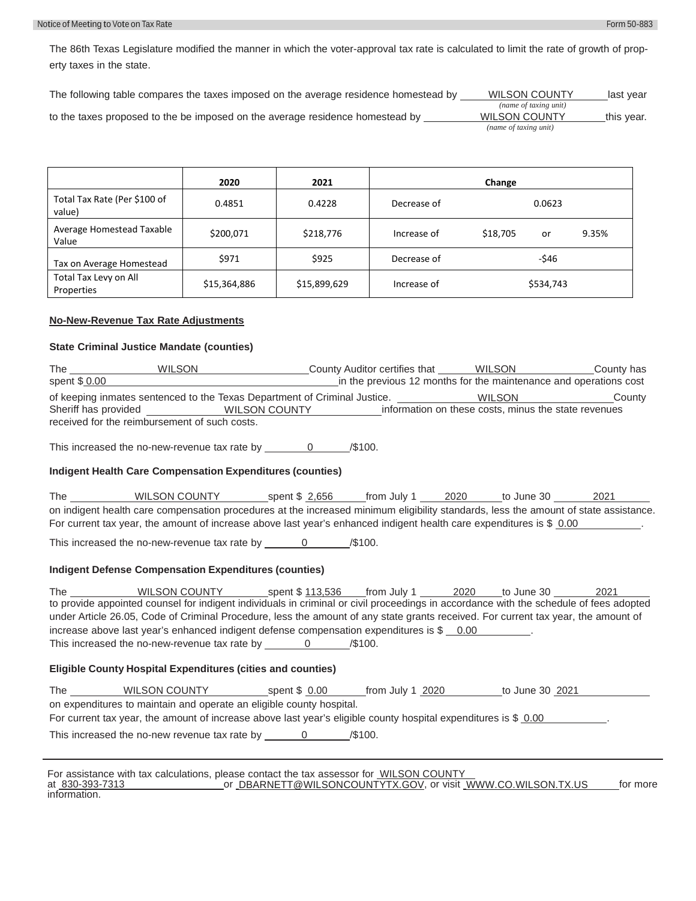The 86th Texas Legislature modified the manner in which the voter-approval tax rate is calculated to limit the rate of growth of property taxes in the state.

The following table compares the taxes imposed on the average residence homestead by WILSON COUNTY *(name of taxing unit)* last year to the taxes proposed to the be imposed on the average residence homestead by WILSON COUNTY *(name of taxing unit)* this year.

| | 2020 | 2021 | Change | | | |
|---|---|---|---|---|---|---|
| Total Tax Rate (Per $100 of value) | 0.4851 | 0.4228 | Decrease of | 0.0623 | | |
| Average Homestead Taxable Value | $200,071 | $218,776 | Increase of | $18,705 | or | 9.35% |
| Tax on Average Homestead | $971 | $925 | Decrease of | -$46 | | |
| Total Tax Levy on All Properties | $15,364,886 | $15,899,629 | Increase of | $534,743 | | |

**No-New-Revenue Tax Rate Adjustments**

**State Criminal Justice Mandate (counties)**

The WILSON County Auditor certifies that WILSON County has spent $ 0.00 in the previous 12 months for the maintenance and operations cost of keeping inmates sentenced to the Texas Department of Criminal Justice. WILSON County Sheriff has provided WILSON COUNTY information on these costs, minus the state revenues received for the reimbursement of such costs.

This increased the no-new-revenue tax rate by 0 /$100.

**Indigent Health Care Compensation Expenditures (counties)**

The WILSON COUNTY spent $ 2,656 from July 1 2020 to June 30 2021 on indigent health care compensation procedures at the increased minimum eligibility standards, less the amount of state assistance. For current tax year, the amount of increase above last year's enhanced indigent health care expenditures is $ 0.00 .

This increased the no-new-revenue tax rate by 0 /$100.

**Indigent Defense Compensation Expenditures (counties)**

The WILSON COUNTY spent $ 113,536 from July 1 2020 to June 30 2021 to provide appointed counsel for indigent individuals in criminal or civil proceedings in accordance with the schedule of fees adopted under Article 26.05, Code of Criminal Procedure, less the amount of any state grants received. For current tax year, the amount of increase above last year's enhanced indigent defense compensation expenditures is $ 0.00 .
This increased the no-new-revenue tax rate by 0 /$100.

**Eligible County Hospital Expenditures (cities and counties)**

The WILSON COUNTY spent $ 0.00 from July 1 2020 to June 30 2021 on expenditures to maintain and operate an eligible county hospital.
For current tax year, the amount of increase above last year's eligible county hospital expenditures is $ 0.00 .

This increased the no-new revenue tax rate by 0 /$100.

For assistance with tax calculations, please contact the tax assessor for WILSON COUNTY at 830-393-7313 or DBARNETT@WILSONCOUNTYTX.GOV, or visit WWW.CO.WILSON.TX.US for more information.